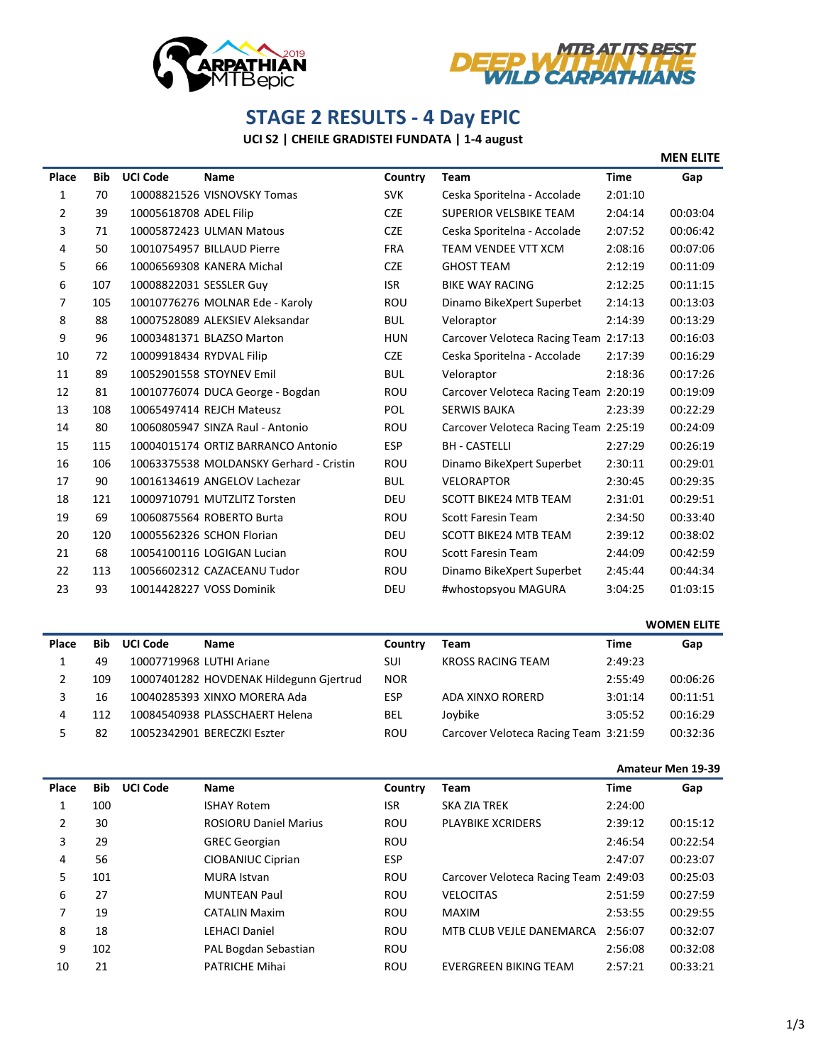# STAGE 2 RESULTS - 4 Day EPIC

**UCI S2 | CHEILE GRADISTEI FUNDATA | 1-4 august**

### MEN ELITE

| Place | Bib | UCI Code | Name | Country | Team | Time | Gap |
|---|---|---|---|---|---|---|---|
| 1 | 70 | 10008821526 | VISNOVSKY Tomas | SVK | Ceska Sporitelna - Accolade | 2:01:10 | |
| 2 | 39 | 10005618708 | ADEL Filip | CZE | SUPERIOR VELSBIKE TEAM | 2:04:14 | 00:03:04 |
| 3 | 71 | 10005872423 | ULMAN Matous | CZE | Ceska Sporitelna - Accolade | 2:07:52 | 00:06:42 |
| 4 | 50 | 10010754957 | BILLAUD Pierre | FRA | TEAM VENDEE VTT XCM | 2:08:16 | 00:07:06 |
| 5 | 66 | 10006569308 | KANERA Michal | CZE | GHOST TEAM | 2:12:19 | 00:11:09 |
| 6 | 107 | 10008822031 | SESSLER Guy | ISR | BIKE WAY RACING | 2:12:25 | 00:11:15 |
| 7 | 105 | 10010776276 | MOLNAR Ede - Karoly | ROU | Dinamo BikeXpert Superbet | 2:14:13 | 00:13:03 |
| 8 | 88 | 10007528089 | ALEKSIEV Aleksandar | BUL | Veloraptor | 2:14:39 | 00:13:29 |
| 9 | 96 | 10003481371 | BLAZSO Marton | HUN | Carcover Veloteca Racing Team | 2:17:13 | 00:16:03 |
| 10 | 72 | 10009918434 | RYDVAL Filip | CZE | Ceska Sporitelna - Accolade | 2:17:39 | 00:16:29 |
| 11 | 89 | 10052901558 | STOYNEV Emil | BUL | Veloraptor | 2:18:36 | 00:17:26 |
| 12 | 81 | 10010776074 | DUCA George - Bogdan | ROU | Carcover Veloteca Racing Team | 2:20:19 | 00:19:09 |
| 13 | 108 | 10065497414 | REJCH Mateusz | POL | SERWIS BAJKA | 2:23:39 | 00:22:29 |
| 14 | 80 | 10060805947 | SINZA Raul - Antonio | ROU | Carcover Veloteca Racing Team | 2:25:19 | 00:24:09 |
| 15 | 115 | 10004015174 | ORTIZ BARRANCO Antonio | ESP | BH - CASTELLI | 2:27:29 | 00:26:19 |
| 16 | 106 | 10063375538 | MOLDANSKY Gerhard - Cristin | ROU | Dinamo BikeXpert Superbet | 2:30:11 | 00:29:01 |
| 17 | 90 | 10016134619 | ANGELOV Lachezar | BUL | VELORAPTOR | 2:30:45 | 00:29:35 |
| 18 | 121 | 10009710791 | MUTZLITZ Torsten | DEU | SCOTT BIKE24 MTB TEAM | 2:31:01 | 00:29:51 |
| 19 | 69 | 10060875564 | ROBERTO Burta | ROU | Scott Faresin Team | 2:34:50 | 00:33:40 |
| 20 | 120 | 10005562326 | SCHON Florian | DEU | SCOTT BIKE24 MTB TEAM | 2:39:12 | 00:38:02 |
| 21 | 68 | 10054100116 | LOGIGAN Lucian | ROU | Scott Faresin Team | 2:44:09 | 00:42:59 |
| 22 | 113 | 10056602312 | CAZACEANU Tudor | ROU | Dinamo BikeXpert Superbet | 2:45:44 | 00:44:34 |
| 23 | 93 | 10014428227 | VOSS Dominik | DEU | #whostopsyou MAGURA | 3:04:25 | 01:03:15 |

### WOMEN ELITE

| Place | Bib | UCI Code | Name | Country | Team | Time | Gap |
|---|---|---|---|---|---|---|---|
| 1 | 49 | 10007719968 | LUTHI Ariane | SUI | KROSS RACING TEAM | 2:49:23 | |
| 2 | 109 | 10007401282 | HOVDENAK Hildegunn Gjertrud | NOR | | 2:55:49 | 00:06:26 |
| 3 | 16 | 10040285393 | XINXO MORERA Ada | ESP | ADA XINXO RORERD | 3:01:14 | 00:11:51 |
| 4 | 112 | 10084540938 | PLASSCHAERT Helena | BEL | Joybike | 3:05:52 | 00:16:29 |
| 5 | 82 | 10052342901 | BERECZKI Eszter | ROU | Carcover Veloteca Racing Team | 3:21:59 | 00:32:36 |

### Amateur Men 19-39

| Place | Bib | UCI Code | Name | Country | Team | Time | Gap |
|---|---|---|---|---|---|---|---|
| 1 | 100 | | ISHAY Rotem | ISR | SKA ZIA TREK | 2:24:00 | |
| 2 | 30 | | ROSIORU Daniel Marius | ROU | PLAYBIKE XCRIDERS | 2:39:12 | 00:15:12 |
| 3 | 29 | | GREC Georgian | ROU | | 2:46:54 | 00:22:54 |
| 4 | 56 | | CIOBANIUC Ciprian | ESP | | 2:47:07 | 00:23:07 |
| 5 | 101 | | MURA Istvan | ROU | Carcover Veloteca Racing Team | 2:49:03 | 00:25:03 |
| 6 | 27 | | MUNTEAN Paul | ROU | VELOCITAS | 2:51:59 | 00:27:59 |
| 7 | 19 | | CATALIN Maxim | ROU | MAXIM | 2:53:55 | 00:29:55 |
| 8 | 18 | | LEHACI Daniel | ROU | MTB CLUB VEJLE DANEMARCA | 2:56:07 | 00:32:07 |
| 9 | 102 | | PAL Bogdan Sebastian | ROU | | 2:56:08 | 00:32:08 |
| 10 | 21 | | PATRICHE Mihai | ROU | EVERGREEN BIKING TEAM | 2:57:21 | 00:33:21 |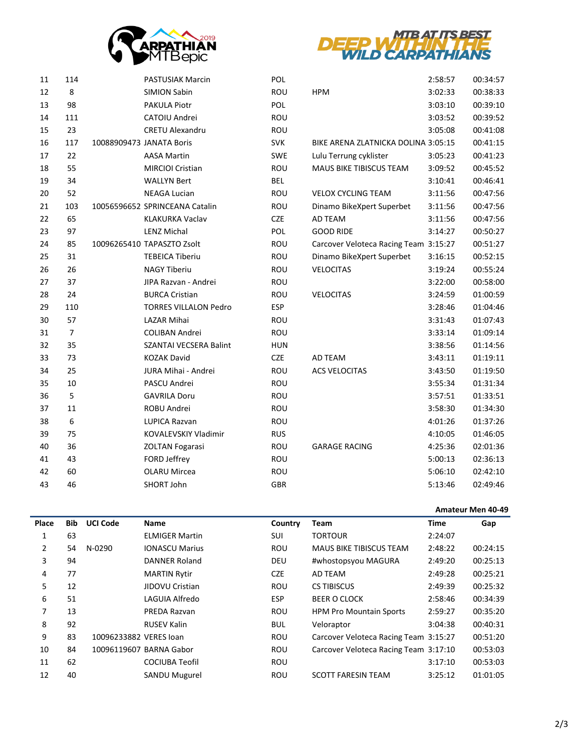| Place | Bib | UCI Code | Name | Country | Team | Time | Gap |
|---|---|---|---|---|---|---|---|
| 11 | 114 | | PASTUSIAK Marcin | POL | | 2:58:57 | 00:34:57 |
| 12 | 8 | | SIMION Sabin | ROU | HPM | 3:02:33 | 00:38:33 |
| 13 | 98 | | PAKULA Piotr | POL | | 3:03:10 | 00:39:10 |
| 14 | 111 | | CATOIU Andrei | ROU | | 3:03:52 | 00:39:52 |
| 15 | 23 | | CRETU Alexandru | ROU | | 3:05:08 | 00:41:08 |
| 16 | 117 | 10088909473 | JANATA Boris | SVK | BIKE ARENA ZLATNICKA DOLINA | 3:05:15 | 00:41:15 |
| 17 | 22 | | AASA Martin | SWE | Lulu Terrung cyklister | 3:05:23 | 00:41:23 |
| 18 | 55 | | MIRCIOI Cristian | ROU | MAUS BIKE TIBISCUS TEAM | 3:09:52 | 00:45:52 |
| 19 | 34 | | WALLYN Bert | BEL | | 3:10:41 | 00:46:41 |
| 20 | 52 | | NEAGA Lucian | ROU | VELOX CYCLING TEAM | 3:11:56 | 00:47:56 |
| 21 | 103 | 10056596652 | SPRINCEANA Catalin | ROU | Dinamo BikeXpert Superbet | 3:11:56 | 00:47:56 |
| 22 | 65 | | KLAKURKA Vaclav | CZE | AD TEAM | 3:11:56 | 00:47:56 |
| 23 | 97 | | LENZ Michal | POL | GOOD RIDE | 3:14:27 | 00:50:27 |
| 24 | 85 | 10096265410 | TAPASZTO Zsolt | ROU | Carcover Veloteca Racing Team | 3:15:27 | 00:51:27 |
| 25 | 31 | | TEBEICA Tiberiu | ROU | Dinamo BikeXpert Superbet | 3:16:15 | 00:52:15 |
| 26 | 26 | | NAGY Tiberiu | ROU | VELOCITAS | 3:19:24 | 00:55:24 |
| 27 | 37 | | JIPA Razvan - Andrei | ROU | | 3:22:00 | 00:58:00 |
| 28 | 24 | | BURCA Cristian | ROU | VELOCITAS | 3:24:59 | 01:00:59 |
| 29 | 110 | | TORRES VILLALON Pedro | ESP | | 3:28:46 | 01:04:46 |
| 30 | 57 | | LAZAR Mihai | ROU | | 3:31:43 | 01:07:43 |
| 31 | 7 | | COLIBAN Andrei | ROU | | 3:33:14 | 01:09:14 |
| 32 | 35 | | SZANTAI VECSERA Balint | HUN | | 3:38:56 | 01:14:56 |
| 33 | 73 | | KOZAK David | CZE | AD TEAM | 3:43:11 | 01:19:11 |
| 34 | 25 | | JURA Mihai - Andrei | ROU | ACS VELOCITAS | 3:43:50 | 01:19:50 |
| 35 | 10 | | PASCU Andrei | ROU | | 3:55:34 | 01:31:34 |
| 36 | 5 | | GAVRILA Doru | ROU | | 3:57:51 | 01:33:51 |
| 37 | 11 | | ROBU Andrei | ROU | | 3:58:30 | 01:34:30 |
| 38 | 6 | | LUPICA Razvan | ROU | | 4:01:26 | 01:37:26 |
| 39 | 75 | | KOVALEVSKIY Vladimir | RUS | | 4:10:05 | 01:46:05 |
| 40 | 36 | | ZOLTAN Fogarasi | ROU | GARAGE RACING | 4:25:36 | 02:01:36 |
| 41 | 43 | | FORD Jeffrey | ROU | | 5:00:13 | 02:36:13 |
| 42 | 60 | | OLARU Mircea | ROU | | 5:06:10 | 02:42:10 |
| 43 | 46 | | SHORT John | GBR | | 5:13:46 | 02:49:46 |

**Amateur Men 40-49**

| Place | Bib | UCI Code | Name | Country | Team | Time | Gap |
|---|---|---|---|---|---|---|---|
| 1 | 63 | | ELMIGER Martin | SUI | TORTOUR | 2:24:07 | |
| 2 | 54 | N-0290 | IONASCU Marius | ROU | MAUS BIKE TIBISCUS TEAM | 2:48:22 | 00:24:15 |
| 3 | 94 | | DANNER Roland | DEU | #whostopsyou MAGURA | 2:49:20 | 00:25:13 |
| 4 | 77 | | MARTIN Rytir | CZE | AD TEAM | 2:49:28 | 00:25:21 |
| 5 | 12 | | JIDOVU Cristian | ROU | CS TIBISCUS | 2:49:39 | 00:25:32 |
| 6 | 51 | | LAGUIA Alfredo | ESP | BEER O CLOCK | 2:58:46 | 00:34:39 |
| 7 | 13 | | PREDA Razvan | ROU | HPM Pro Mountain Sports | 2:59:27 | 00:35:20 |
| 8 | 92 | | RUSEV Kalin | BUL | Veloraptor | 3:04:38 | 00:40:31 |
| 9 | 83 | 10096233882 | VERES Ioan | ROU | Carcover Veloteca Racing Team | 3:15:27 | 00:51:20 |
| 10 | 84 | 10096119607 | BARNA Gabor | ROU | Carcover Veloteca Racing Team | 3:17:10 | 00:53:03 |
| 11 | 62 | | COCIUBA Teofil | ROU | | 3:17:10 | 00:53:03 |
| 12 | 40 | | SANDU Mugurel | ROU | SCOTT FARESIN TEAM | 3:25:12 | 01:01:05 |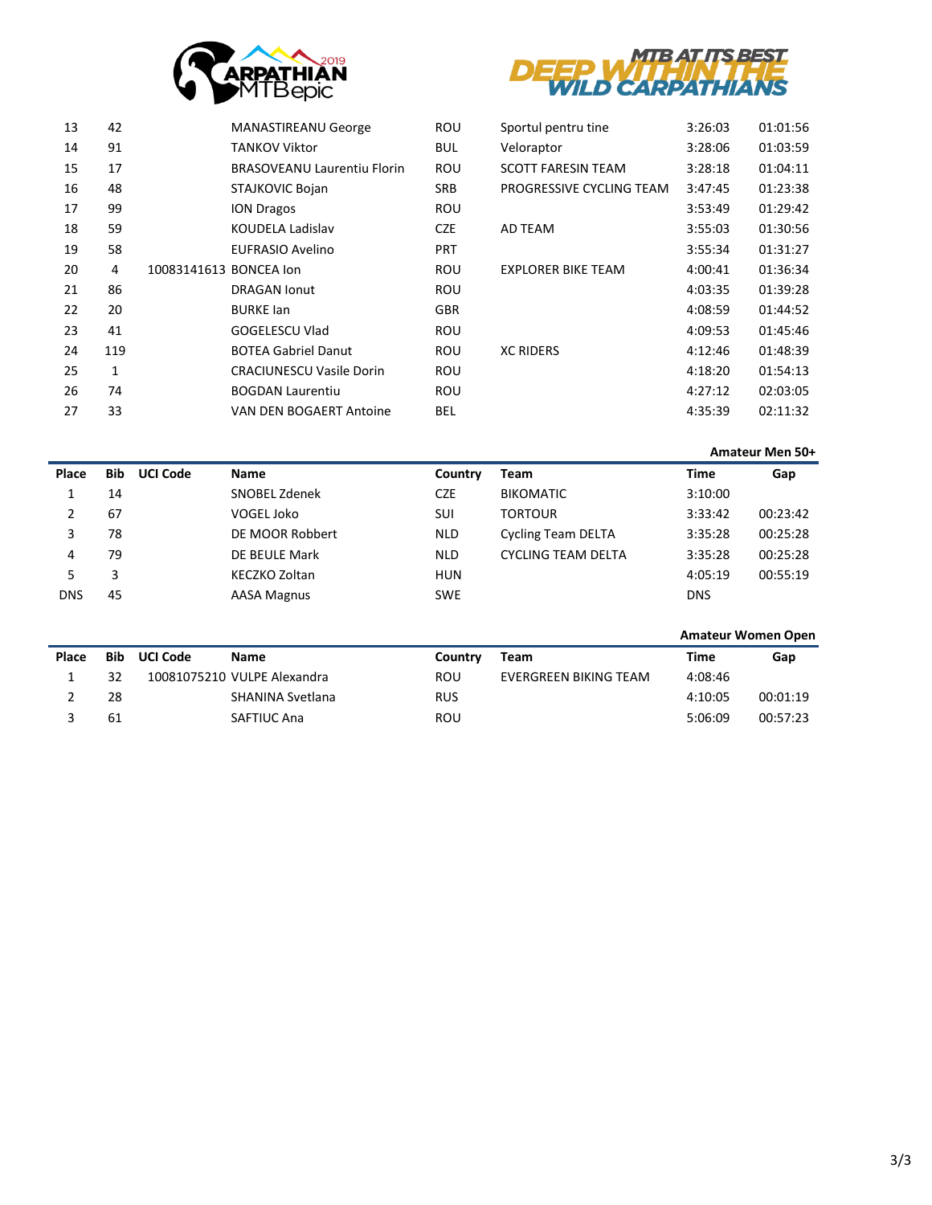| Place | Bib | UCI Code | Name | Country | Team | Time | Gap |
|---|---|---|---|---|---|---|---|
| 13 | 42 | | MANASTIREANU George | ROU | Sportul pentru tine | 3:26:03 | 01:01:56 |
| 14 | 91 | | TANKOV Viktor | BUL | Veloraptor | 3:28:06 | 01:03:59 |
| 15 | 17 | | BRASOVEANU Laurentiu Florin | ROU | SCOTT FARESIN TEAM | 3:28:18 | 01:04:11 |
| 16 | 48 | | STAJKOVIC Bojan | SRB | PROGRESSIVE CYCLING TEAM | 3:47:45 | 01:23:38 |
| 17 | 99 | | ION Dragos | ROU | | 3:53:49 | 01:29:42 |
| 18 | 59 | | KOUDELA Ladislav | CZE | AD TEAM | 3:55:03 | 01:30:56 |
| 19 | 58 | | EUFRASIO Avelino | PRT | | 3:55:34 | 01:31:27 |
| 20 | 4 | 10083141613 | BONCEA Ion | ROU | EXPLORER BIKE TEAM | 4:00:41 | 01:36:34 |
| 21 | 86 | | DRAGAN Ionut | ROU | | 4:03:35 | 01:39:28 |
| 22 | 20 | | BURKE Ian | GBR | | 4:08:59 | 01:44:52 |
| 23 | 41 | | GOGELESCU Vlad | ROU | | 4:09:53 | 01:45:46 |
| 24 | 119 | | BOTEA Gabriel Danut | ROU | XC RIDERS | 4:12:46 | 01:48:39 |
| 25 | 1 | | CRACIUNESCU Vasile Dorin | ROU | | 4:18:20 | 01:54:13 |
| 26 | 74 | | BOGDAN Laurentiu | ROU | | 4:27:12 | 02:03:05 |
| 27 | 33 | | VAN DEN BOGAERT Antoine | BEL | | 4:35:39 | 02:11:32 |

### Amateur Men 50+

| Place | Bib | UCI Code | Name | Country | Team | Time | Gap |
|---|---|---|---|---|---|---|---|
| 1 | 14 | | SNOBEL Zdenek | CZE | BIKOMATIC | 3:10:00 | |
| 2 | 67 | | VOGEL Joko | SUI | TORTOUR | 3:33:42 | 00:23:42 |
| 3 | 78 | | DE MOOR Robbert | NLD | Cycling Team DELTA | 3:35:28 | 00:25:28 |
| 4 | 79 | | DE BEULE Mark | NLD | CYCLING TEAM DELTA | 3:35:28 | 00:25:28 |
| 5 | 3 | | KECZKO Zoltan | HUN | | 4:05:19 | 00:55:19 |
| DNS | 45 | | AASA Magnus | SWE | | DNS | |

### Amateur Women Open

| Place | Bib | UCI Code | Name | Country | Team | Time | Gap |
|---|---|---|---|---|---|---|---|
| 1 | 32 | 10081075210 | VULPE Alexandra | ROU | EVERGREEN BIKING TEAM | 4:08:46 | |
| 2 | 28 | | SHANINA Svetlana | RUS | | 4:10:05 | 00:01:19 |
| 3 | 61 | | SAFTIUC Ana | ROU | | 5:06:09 | 00:57:23 |